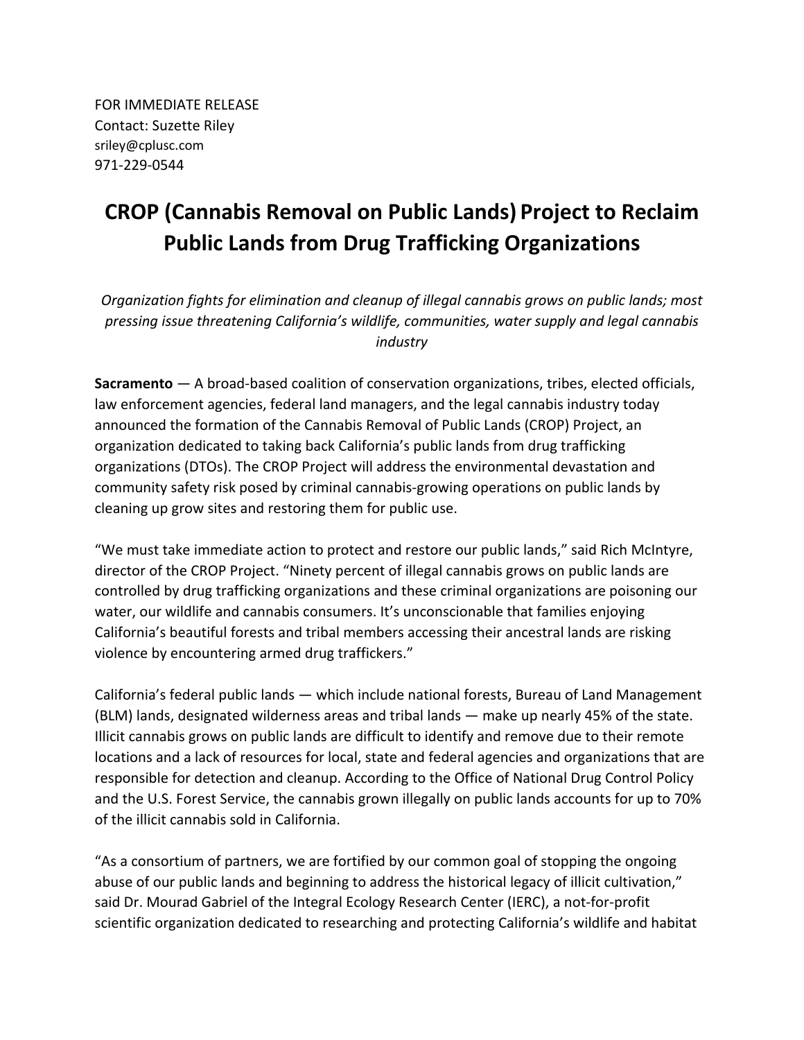FOR IMMEDIATE RELEASE
Contact: Suzette Riley
sriley@cplusc.com
971-229-0544

# CROP (Cannabis Removal on Public Lands) Project to Reclaim Public Lands from Drug Trafficking Organizations

*Organization fights for elimination and cleanup of illegal cannabis grows on public lands; most pressing issue threatening California's wildlife, communities, water supply and legal cannabis industry*

**Sacramento** — A broad-based coalition of conservation organizations, tribes, elected officials, law enforcement agencies, federal land managers, and the legal cannabis industry today announced the formation of the Cannabis Removal of Public Lands (CROP) Project, an organization dedicated to taking back California's public lands from drug trafficking organizations (DTOs). The CROP Project will address the environmental devastation and community safety risk posed by criminal cannabis-growing operations on public lands by cleaning up grow sites and restoring them for public use.

"We must take immediate action to protect and restore our public lands," said Rich McIntyre, director of the CROP Project. "Ninety percent of illegal cannabis grows on public lands are controlled by drug trafficking organizations and these criminal organizations are poisoning our water, our wildlife and cannabis consumers. It's unconscionable that families enjoying California's beautiful forests and tribal members accessing their ancestral lands are risking violence by encountering armed drug traffickers."

California's federal public lands — which include national forests, Bureau of Land Management (BLM) lands, designated wilderness areas and tribal lands — make up nearly 45% of the state. Illicit cannabis grows on public lands are difficult to identify and remove due to their remote locations and a lack of resources for local, state and federal agencies and organizations that are responsible for detection and cleanup. According to the Office of National Drug Control Policy and the U.S. Forest Service, the cannabis grown illegally on public lands accounts for up to 70% of the illicit cannabis sold in California.

"As a consortium of partners, we are fortified by our common goal of stopping the ongoing abuse of our public lands and beginning to address the historical legacy of illicit cultivation," said Dr. Mourad Gabriel of the Integral Ecology Research Center (IERC), a not-for-profit scientific organization dedicated to researching and protecting California's wildlife and habitat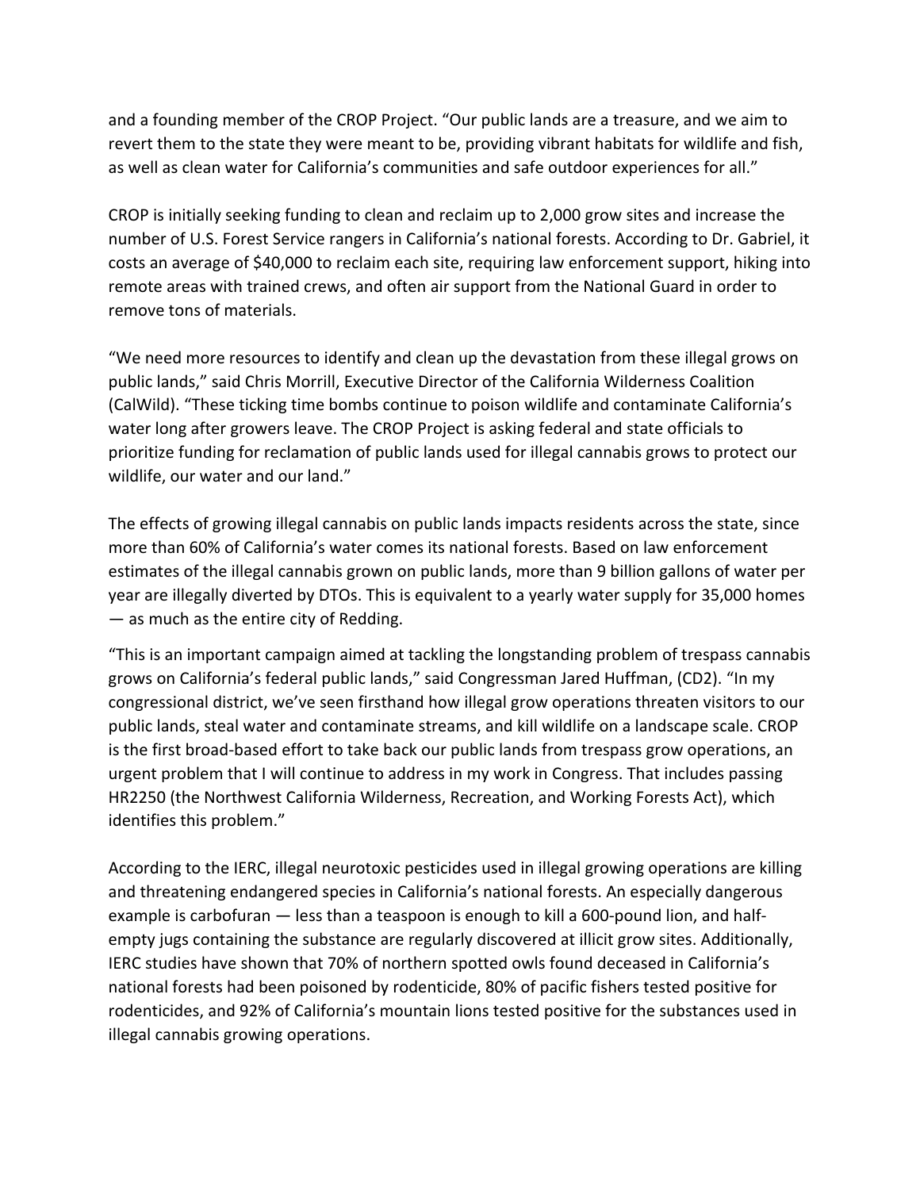and a founding member of the CROP Project. "Our public lands are a treasure, and we aim to revert them to the state they were meant to be, providing vibrant habitats for wildlife and fish, as well as clean water for California's communities and safe outdoor experiences for all."

CROP is initially seeking funding to clean and reclaim up to 2,000 grow sites and increase the number of U.S. Forest Service rangers in California's national forests. According to Dr. Gabriel, it costs an average of $40,000 to reclaim each site, requiring law enforcement support, hiking into remote areas with trained crews, and often air support from the National Guard in order to remove tons of materials.

"We need more resources to identify and clean up the devastation from these illegal grows on public lands," said Chris Morrill, Executive Director of the California Wilderness Coalition (CalWild). "These ticking time bombs continue to poison wildlife and contaminate California's water long after growers leave. The CROP Project is asking federal and state officials to prioritize funding for reclamation of public lands used for illegal cannabis grows to protect our wildlife, our water and our land."

The effects of growing illegal cannabis on public lands impacts residents across the state, since more than 60% of California's water comes its national forests. Based on law enforcement estimates of the illegal cannabis grown on public lands, more than 9 billion gallons of water per year are illegally diverted by DTOs. This is equivalent to a yearly water supply for 35,000 homes — as much as the entire city of Redding.

"This is an important campaign aimed at tackling the longstanding problem of trespass cannabis grows on California's federal public lands," said Congressman Jared Huffman, (CD2). "In my congressional district, we've seen firsthand how illegal grow operations threaten visitors to our public lands, steal water and contaminate streams, and kill wildlife on a landscape scale. CROP is the first broad-based effort to take back our public lands from trespass grow operations, an urgent problem that I will continue to address in my work in Congress. That includes passing HR2250 (the Northwest California Wilderness, Recreation, and Working Forests Act), which identifies this problem."

According to the IERC, illegal neurotoxic pesticides used in illegal growing operations are killing and threatening endangered species in California's national forests. An especially dangerous example is carbofuran — less than a teaspoon is enough to kill a 600-pound lion, and half-empty jugs containing the substance are regularly discovered at illicit grow sites. Additionally, IERC studies have shown that 70% of northern spotted owls found deceased in California's national forests had been poisoned by rodenticide, 80% of pacific fishers tested positive for rodenticides, and 92% of California's mountain lions tested positive for the substances used in illegal cannabis growing operations.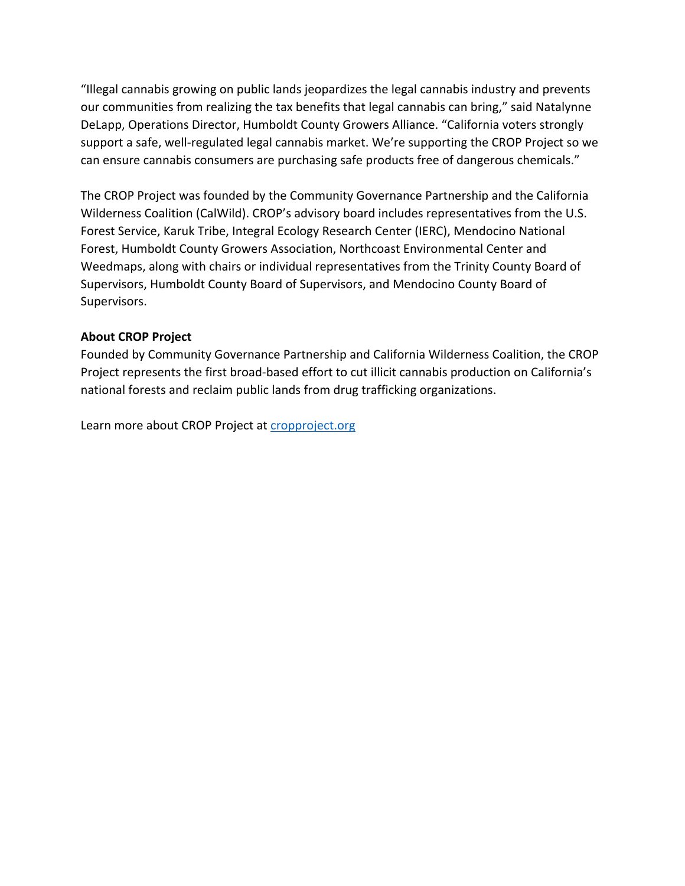"Illegal cannabis growing on public lands jeopardizes the legal cannabis industry and prevents our communities from realizing the tax benefits that legal cannabis can bring," said Natalynne DeLapp, Operations Director, Humboldt County Growers Alliance. "California voters strongly support a safe, well-regulated legal cannabis market. We're supporting the CROP Project so we can ensure cannabis consumers are purchasing safe products free of dangerous chemicals."

The CROP Project was founded by the Community Governance Partnership and the California Wilderness Coalition (CalWild). CROP's advisory board includes representatives from the U.S. Forest Service, Karuk Tribe, Integral Ecology Research Center (IERC), Mendocino National Forest, Humboldt County Growers Association, Northcoast Environmental Center and Weedmaps, along with chairs or individual representatives from the Trinity County Board of Supervisors, Humboldt County Board of Supervisors, and Mendocino County Board of Supervisors.

**About CROP Project**

Founded by Community Governance Partnership and California Wilderness Coalition, the CROP Project represents the first broad-based effort to cut illicit cannabis production on California's national forests and reclaim public lands from drug trafficking organizations.

Learn more about CROP Project at [cropproject.org](cropproject.org)